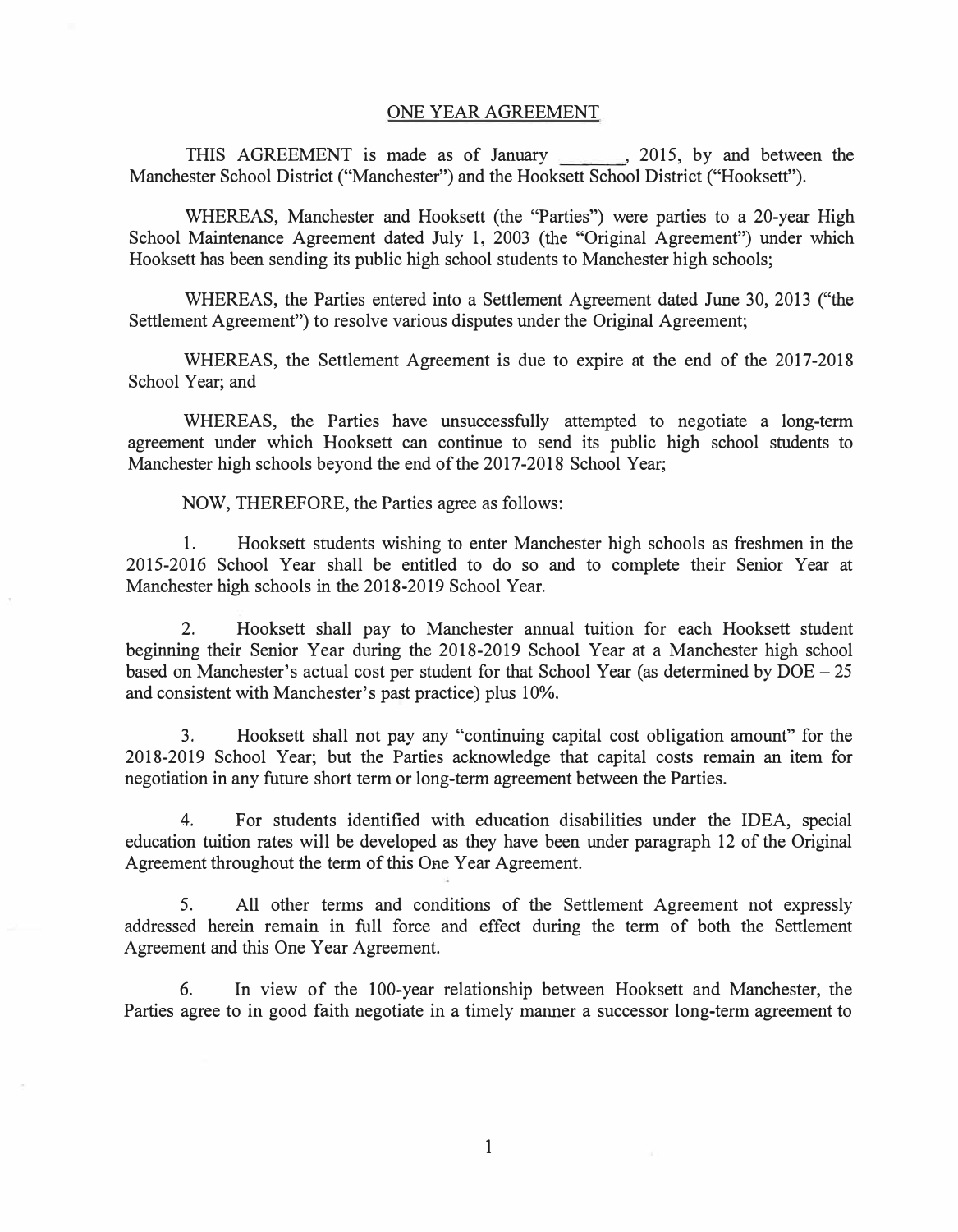## ONE YEAR AGREEMENT

THIS AGREEMENT is made as of January _______, 2015, by and between the Manchester School District ("Manchester") and the Hooksett School District ("Hooksett").

WHEREAS, Manchester and Hooksett (the "Parties") were parties to a 20-year High School Maintenance Agreement dated July 1, 2003 (the "Original Agreement") under which Hooksett has been sending its public high school students to Manchester high schools;

WHEREAS, the Parties entered into a Settlement Agreement dated June 30, 2013 ("the Settlement Agreement") to resolve various disputes under the Original Agreement;

WHEREAS, the Settlement Agreement is due to expire at the end of the 2017-2018 School Year; and

WHEREAS, the Parties have unsuccessfully attempted to negotiate a long-term agreement under which Hooksett can continue to send its public high school students to Manchester high schools beyond the end of the 2017-2018 School Year;

NOW, THEREFORE, the Parties agree as follows:

1. Hooksett students wishing to enter Manchester high schools as freshmen in the 2015-2016 School Year shall be entitled to do so and to complete their Senior Year at Manchester high schools in the 2018-2019 School Year.

2. Hooksett shall pay to Manchester annual tuition for each Hooksett student beginning their Senior Year during the 2018-2019 School Year at a Manchester high school based on Manchester's actual cost per student for that School Year (as determined by DOE – 25 and consistent with Manchester's past practice) plus 10%.

3. Hooksett shall not pay any "continuing capital cost obligation amount" for the 2018-2019 School Year; but the Parties acknowledge that capital costs remain an item for negotiation in any future short term or long-term agreement between the Parties.

4. For students identified with education disabilities under the IDEA, special education tuition rates will be developed as they have been under paragraph 12 of the Original Agreement throughout the term of this One Year Agreement.

5. All other terms and conditions of the Settlement Agreement not expressly addressed herein remain in full force and effect during the term of both the Settlement Agreement and this One Year Agreement.

6. In view of the 100-year relationship between Hooksett and Manchester, the Parties agree to in good faith negotiate in a timely manner a successor long-term agreement to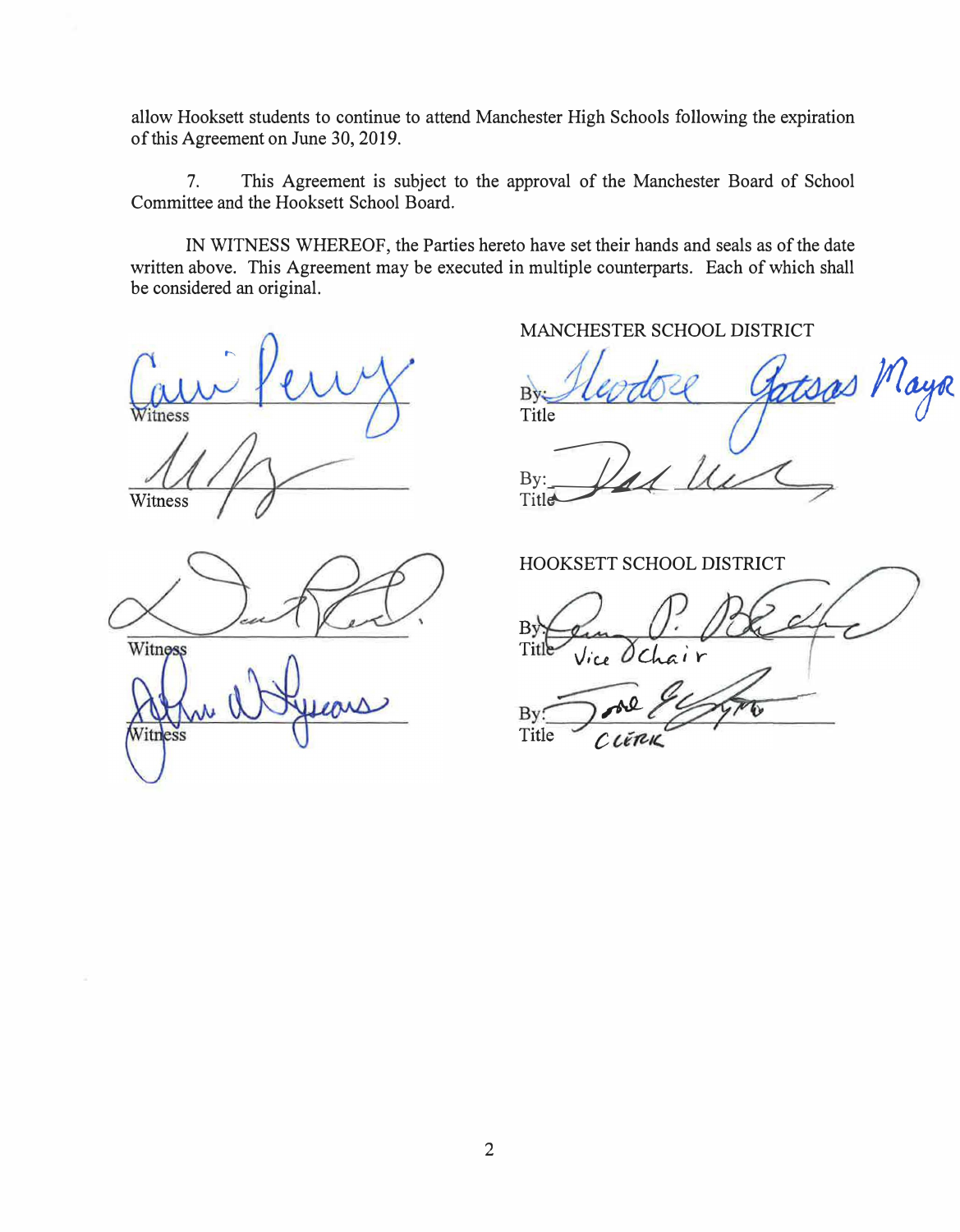allow Hooksett students to continue to attend Manchester High Schools following the expiration of this Agreement on June 30, 2019.

7. This Agreement is subject to the approval of the Manchester Board of School Committee and the Hooksett School Board.

IN WITNESS WHEREOF, the Parties hereto have set their hands and seals as of the date written above. This Agreement may be executed in multiple counterparts. Each of which shall be considered an original.

MANCHESTER SCHOOL DISTRICT

Witness

By: Theodore Gatsas
Title Mayor

Witness

By:
Title

HOOKSETT SCHOOL DISTRICT

Witness

By:
Title Vice Chair

Witness

By:
Title CLERK